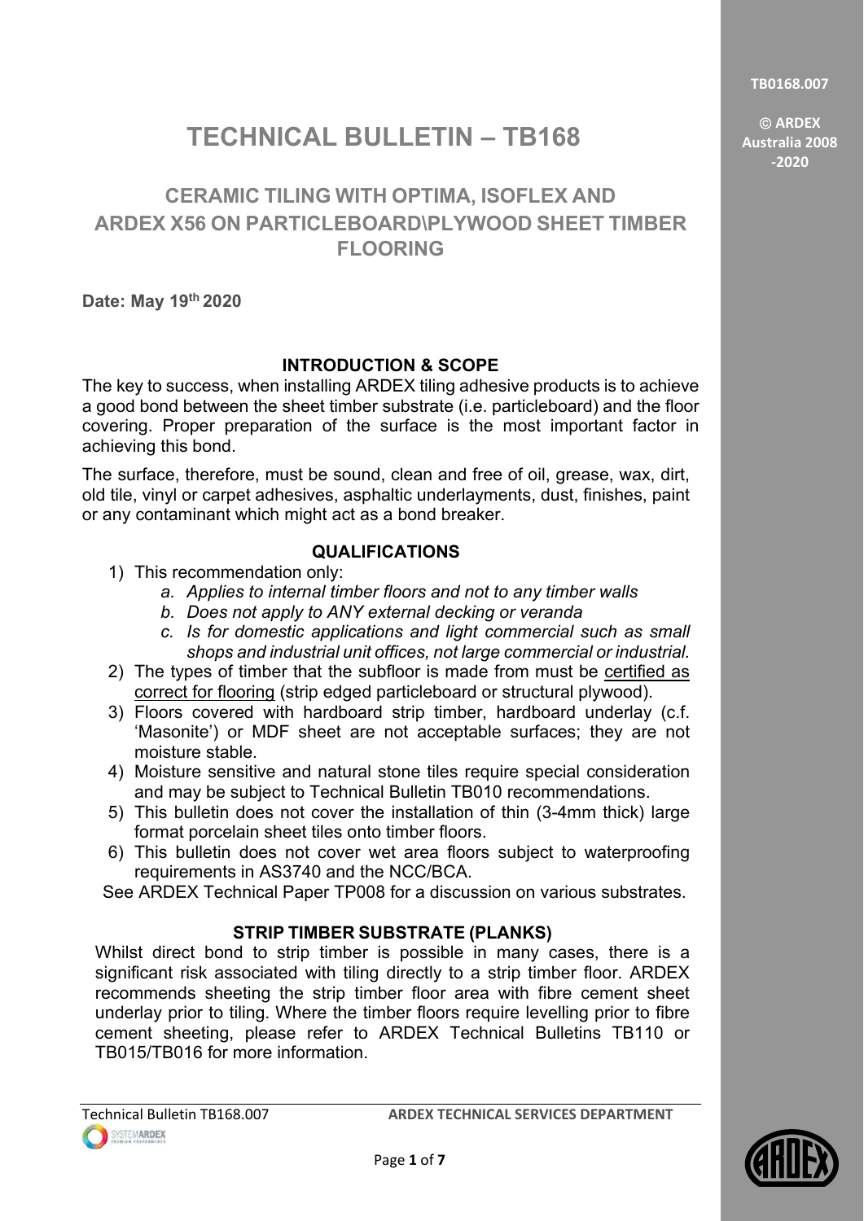# TECHNICAL BULLETIN – TB168

## CERAMIC TILING WITH OPTIMA, ISOFLEX AND ARDEX X56 ON PARTICLEBOARD\PLYWOOD SHEET TIMBER FLOORING

**Date: May 19th 2020**

### INTRODUCTION & SCOPE

The key to success, when installing ARDEX tiling adhesive products is to achieve a good bond between the sheet timber substrate (i.e. particleboard) and the floor covering. Proper preparation of the surface is the most important factor in achieving this bond.

The surface, therefore, must be sound, clean and free of oil, grease, wax, dirt, old tile, vinyl or carpet adhesives, asphaltic underlayments, dust, finishes, paint or any contaminant which might act as a bond breaker.

### QUALIFICATIONS

1) This recommendation only:
    a. *Applies to internal timber floors and not to any timber walls*
    b. *Does not apply to ANY external decking or veranda*
    c. *Is for domestic applications and light commercial such as small shops and industrial unit offices, not large commercial or industrial.*
2) The types of timber that the subfloor is made from must be certified as correct for flooring (strip edged particleboard or structural plywood).
3) Floors covered with hardboard strip timber, hardboard underlay (c.f. 'Masonite') or MDF sheet are not acceptable surfaces; they are not moisture stable.
4) Moisture sensitive and natural stone tiles require special consideration and may be subject to Technical Bulletin TB010 recommendations.
5) This bulletin does not cover the installation of thin (3-4mm thick) large format porcelain sheet tiles onto timber floors.
6) This bulletin does not cover wet area floors subject to waterproofing requirements in AS3740 and the NCC/BCA.

See ARDEX Technical Paper TP008 for a discussion on various substrates.

### STRIP TIMBER SUBSTRATE (PLANKS)

Whilst direct bond to strip timber is possible in many cases, there is a significant risk associated with tiling directly to a strip timber floor. ARDEX recommends sheeting the strip timber floor area with fibre cement sheet underlay prior to tiling. Where the timber floors require levelling prior to fibre cement sheeting, please refer to ARDEX Technical Bulletins TB110 or TB015/TB016 for more information.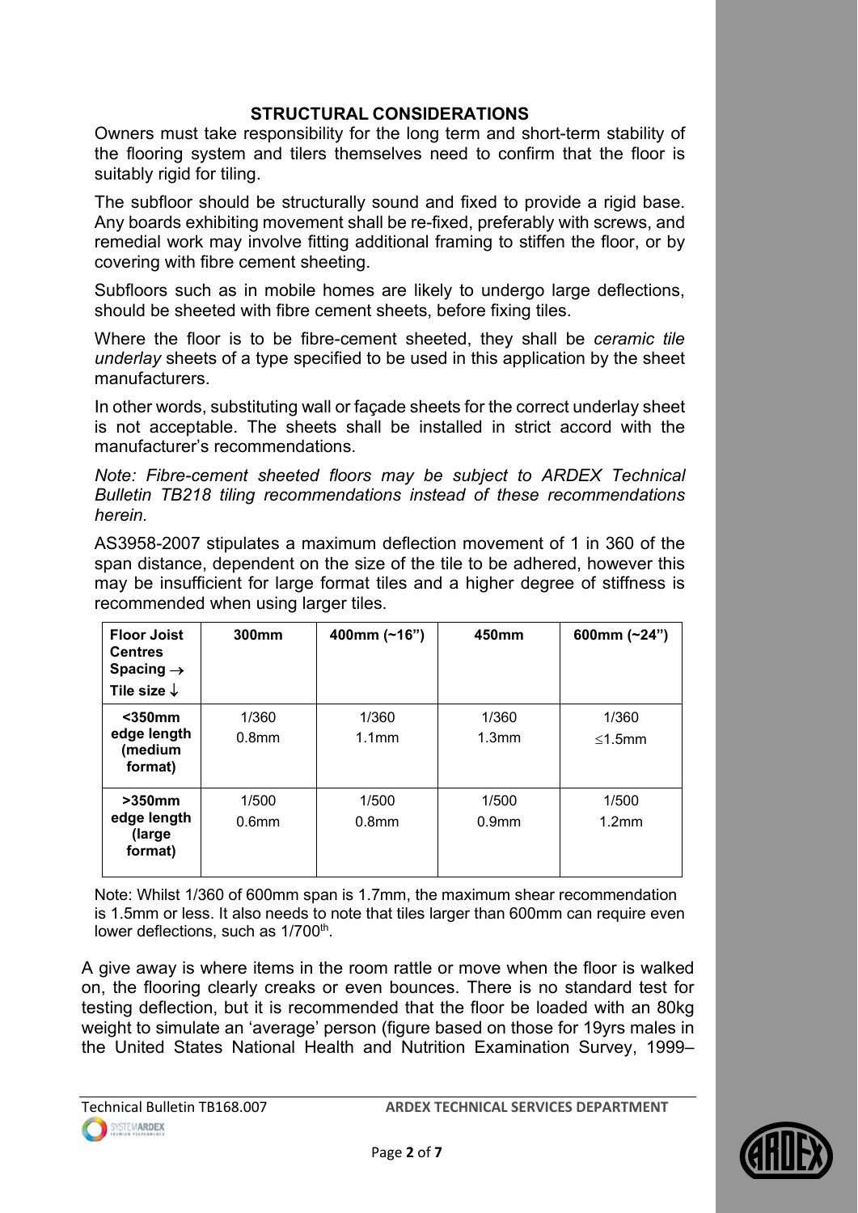## STRUCTURAL CONSIDERATIONS

Owners must take responsibility for the long term and short-term stability of the flooring system and tilers themselves need to confirm that the floor is suitably rigid for tiling.

The subfloor should be structurally sound and fixed to provide a rigid base. Any boards exhibiting movement shall be re-fixed, preferably with screws, and remedial work may involve fitting additional framing to stiffen the floor, or by covering with fibre cement sheeting.

Subfloors such as in mobile homes are likely to undergo large deflections, should be sheeted with fibre cement sheets, before fixing tiles.

Where the floor is to be fibre-cement sheeted, they shall be *ceramic tile underlay* sheets of a type specified to be used in this application by the sheet manufacturers.

In other words, substituting wall or façade sheets for the correct underlay sheet is not acceptable. The sheets shall be installed in strict accord with the manufacturer's recommendations.

*Note: Fibre-cement sheeted floors may be subject to ARDEX Technical Bulletin TB218 tiling recommendations instead of these recommendations herein.*

AS3958-2007 stipulates a maximum deflection movement of 1 in 360 of the span distance, dependent on the size of the tile to be adhered, however this may be insufficient for large format tiles and a higher degree of stiffness is recommended when using larger tiles.

| **Floor Joist Centres Spacing →** **Tile size ↓** | **300mm** | **400mm (~16")** | **450mm** | **600mm (~24")** |
|---|---|---|---|---|
| **<350mm edge length (medium format)** | 1/360 0.8mm | 1/360 1.1mm | 1/360 1.3mm | 1/360 ≤1.5mm |
| **>350mm edge length (large format)** | 1/500 0.6mm | 1/500 0.8mm | 1/500 0.9mm | 1/500 1.2mm |

Note: Whilst 1/360 of 600mm span is 1.7mm, the maximum shear recommendation is 1.5mm or less. It also needs to note that tiles larger than 600mm can require even lower deflections, such as 1/700th.

A give away is where items in the room rattle or move when the floor is walked on, the flooring clearly creaks or even bounces. There is no standard test for testing deflection, but it is recommended that the floor be loaded with an 80kg weight to simulate an 'average' person (figure based on those for 19yrs males in the United States National Health and Nutrition Examination Survey, 1999–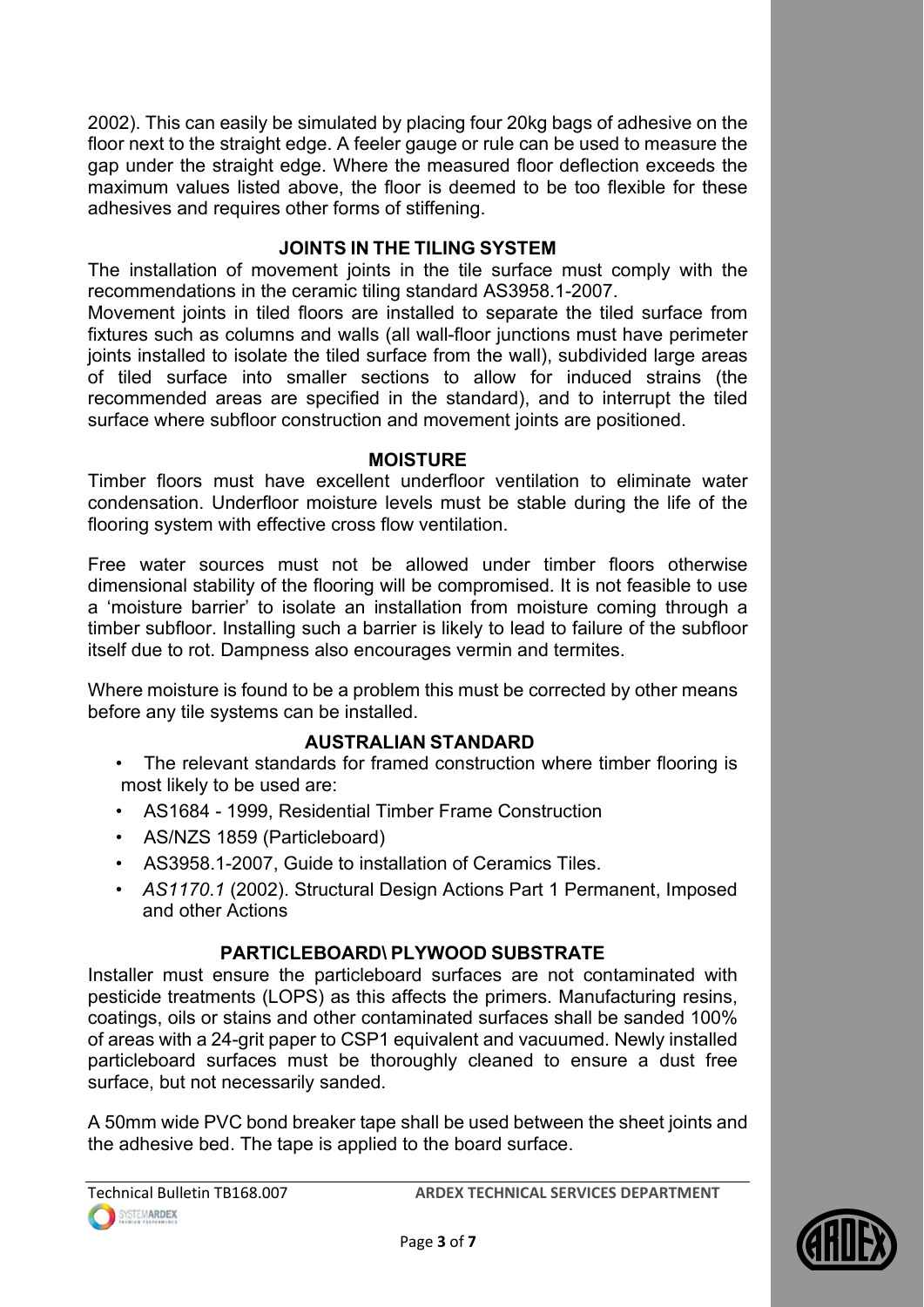2002). This can easily be simulated by placing four 20kg bags of adhesive on the floor next to the straight edge. A feeler gauge or rule can be used to measure the gap under the straight edge. Where the measured floor deflection exceeds the maximum values listed above, the floor is deemed to be too flexible for these adhesives and requires other forms of stiffening.

## JOINTS IN THE TILING SYSTEM

The installation of movement joints in the tile surface must comply with the recommendations in the ceramic tiling standard AS3958.1-2007.

Movement joints in tiled floors are installed to separate the tiled surface from fixtures such as columns and walls (all wall-floor junctions must have perimeter joints installed to isolate the tiled surface from the wall), subdivided large areas of tiled surface into smaller sections to allow for induced strains (the recommended areas are specified in the standard), and to interrupt the tiled surface where subfloor construction and movement joints are positioned.

## MOISTURE

Timber floors must have excellent underfloor ventilation to eliminate water condensation. Underfloor moisture levels must be stable during the life of the flooring system with effective cross flow ventilation.

Free water sources must not be allowed under timber floors otherwise dimensional stability of the flooring will be compromised. It is not feasible to use a 'moisture barrier' to isolate an installation from moisture coming through a timber subfloor. Installing such a barrier is likely to lead to failure of the subfloor itself due to rot. Dampness also encourages vermin and termites.

Where moisture is found to be a problem this must be corrected by other means before any tile systems can be installed.

## AUSTRALIAN STANDARD

- The relevant standards for framed construction where timber flooring is most likely to be used are:
- AS1684 - 1999, Residential Timber Frame Construction
- AS/NZS 1859 (Particleboard)
- AS3958.1-2007, Guide to installation of Ceramics Tiles.
- *AS1170.1* (2002). Structural Design Actions Part 1 Permanent, Imposed and other Actions

## PARTICLEBOARD\ PLYWOOD SUBSTRATE

Installer must ensure the particleboard surfaces are not contaminated with pesticide treatments (LOPS) as this affects the primers. Manufacturing resins, coatings, oils or stains and other contaminated surfaces shall be sanded 100% of areas with a 24-grit paper to CSP1 equivalent and vacuumed. Newly installed particleboard surfaces must be thoroughly cleaned to ensure a dust free surface, but not necessarily sanded.

A 50mm wide PVC bond breaker tape shall be used between the sheet joints and the adhesive bed. The tape is applied to the board surface.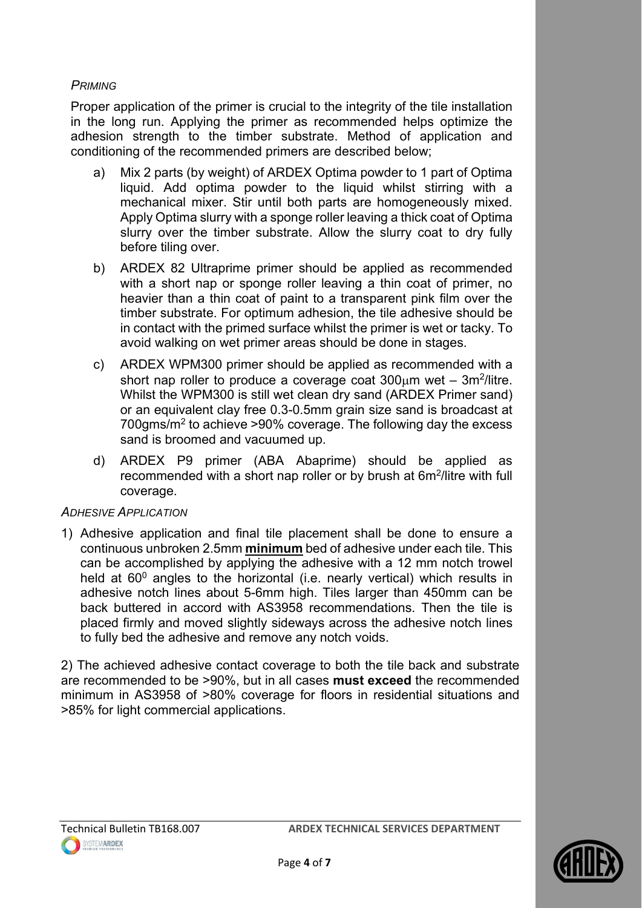*PRIMING*

Proper application of the primer is crucial to the integrity of the tile installation in the long run. Applying the primer as recommended helps optimize the adhesion strength to the timber substrate. Method of application and conditioning of the recommended primers are described below;

a) Mix 2 parts (by weight) of ARDEX Optima powder to 1 part of Optima liquid. Add optima powder to the liquid whilst stirring with a mechanical mixer. Stir until both parts are homogeneously mixed. Apply Optima slurry with a sponge roller leaving a thick coat of Optima slurry over the timber substrate. Allow the slurry coat to dry fully before tiling over.

b) ARDEX 82 Ultraprime primer should be applied as recommended with a short nap or sponge roller leaving a thin coat of primer, no heavier than a thin coat of paint to a transparent pink film over the timber substrate. For optimum adhesion, the tile adhesive should be in contact with the primed surface whilst the primer is wet or tacky. To avoid walking on wet primer areas should be done in stages.

c) ARDEX WPM300 primer should be applied as recommended with a short nap roller to produce a coverage coat 300μm wet – 3m$^2$/litre. Whilst the WPM300 is still wet clean dry sand (ARDEX Primer sand) or an equivalent clay free 0.3-0.5mm grain size sand is broadcast at 700gms/m$^2$ to achieve >90% coverage. The following day the excess sand is broomed and vacuumed up.

d) ARDEX P9 primer (ABA Abaprime) should be applied as recommended with a short nap roller or by brush at 6m$^2$/litre with full coverage.

*ADHESIVE APPLICATION*

1) Adhesive application and final tile placement shall be done to ensure a continuous unbroken 2.5mm **minimum** bed of adhesive under each tile. This can be accomplished by applying the adhesive with a 12 mm notch trowel held at 60$^0$ angles to the horizontal (i.e. nearly vertical) which results in adhesive notch lines about 5-6mm high. Tiles larger than 450mm can be back buttered in accord with AS3958 recommendations. Then the tile is placed firmly and moved slightly sideways across the adhesive notch lines to fully bed the adhesive and remove any notch voids.

2) The achieved adhesive contact coverage to both the tile back and substrate are recommended to be >90%, but in all cases **must exceed** the recommended minimum in AS3958 of >80% coverage for floors in residential situations and >85% for light commercial applications.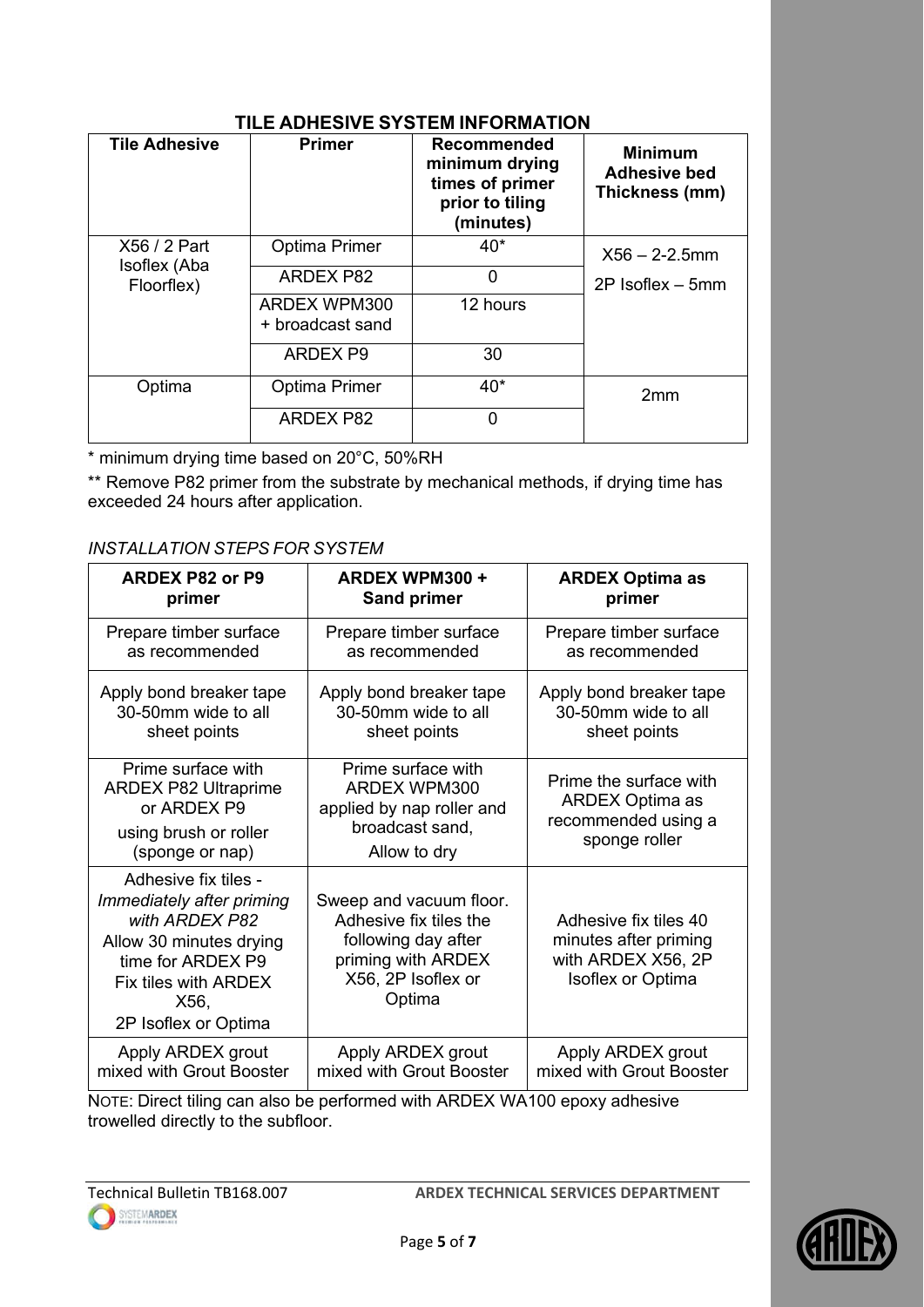## TILE ADHESIVE SYSTEM INFORMATION

| Tile Adhesive | Primer | Recommended minimum drying times of primer prior to tiling (minutes) | Minimum Adhesive bed Thickness (mm) |
|---|---|---|---|
| X56 / 2 Part Isoflex (Aba Floorflex) | Optima Primer | 40* | X56 – 2-2.5mm<br>2P Isoflex – 5mm |
| | ARDEX P82 | 0 | |
| | ARDEX WPM300 + broadcast sand | 12 hours | |
| | ARDEX P9 | 30 | |
| Optima | Optima Primer | 40* | 2mm |
| | ARDEX P82 | 0 | |

* minimum drying time based on 20°C, 50%RH

** Remove P82 primer from the substrate by mechanical methods, if drying time has exceeded 24 hours after application.

*INSTALLATION STEPS FOR SYSTEM*

| ARDEX P82 or P9 primer | ARDEX WPM300 + Sand primer | ARDEX Optima as primer |
|---|---|---|
| Prepare timber surface as recommended | Prepare timber surface as recommended | Prepare timber surface as recommended |
| Apply bond breaker tape 30-50mm wide to all sheet points | Apply bond breaker tape 30-50mm wide to all sheet points | Apply bond breaker tape 30-50mm wide to all sheet points |
| Prime surface with ARDEX P82 Ultraprime or ARDEX P9 using brush or roller (sponge or nap) | Prime surface with ARDEX WPM300 applied by nap roller and broadcast sand, Allow to dry | Prime the surface with ARDEX Optima as recommended using a sponge roller |
| Adhesive fix tiles - *Immediately after priming with ARDEX P82* Allow 30 minutes drying time for ARDEX P9 Fix tiles with ARDEX X56, 2P Isoflex or Optima | Sweep and vacuum floor. Adhesive fix tiles the following day after priming with ARDEX X56, 2P Isoflex or Optima | Adhesive fix tiles 40 minutes after priming with ARDEX X56, 2P Isoflex or Optima |
| Apply ARDEX grout mixed with Grout Booster | Apply ARDEX grout mixed with Grout Booster | Apply ARDEX grout mixed with Grout Booster |

NOTE: Direct tiling can also be performed with ARDEX WA100 epoxy adhesive trowelled directly to the subfloor.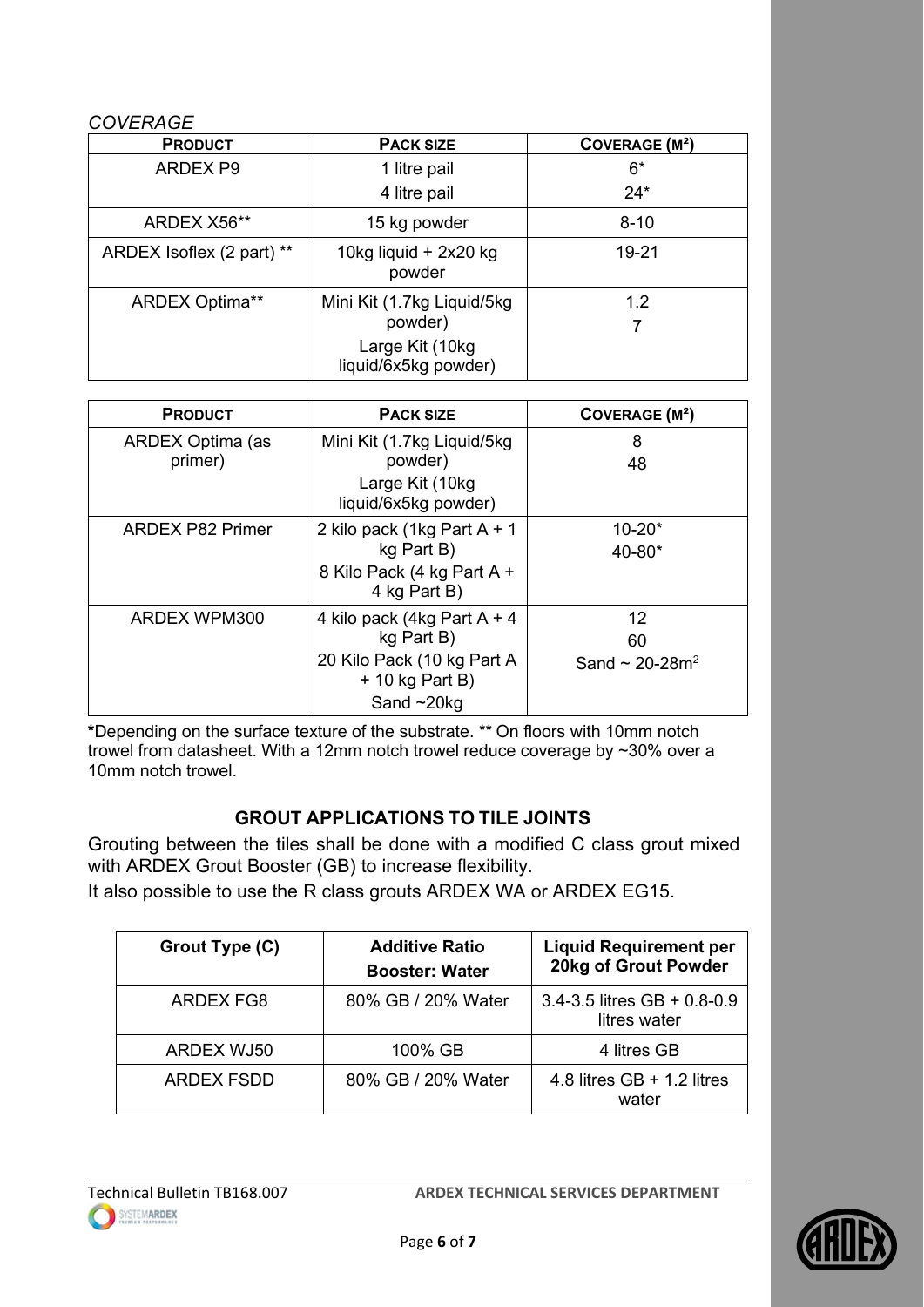*COVERAGE*

| PRODUCT | PACK SIZE | COVERAGE (M²) |
|---|---|---|
| ARDEX P9 | 1 litre pail<br>4 litre pail | 6*<br>24* |
| ARDEX X56** | 15 kg powder | 8-10 |
| ARDEX Isoflex (2 part) ** | 10kg liquid + 2x20 kg powder | 19-21 |
| ARDEX Optima** | Mini Kit (1.7kg Liquid/5kg powder)<br>Large Kit (10kg liquid/6x5kg powder) | 1.2<br>7 |

| PRODUCT | PACK SIZE | COVERAGE (M²) |
|---|---|---|
| ARDEX Optima (as primer) | Mini Kit (1.7kg Liquid/5kg powder)<br>Large Kit (10kg liquid/6x5kg powder) | 8<br>48 |
| ARDEX P82 Primer | 2 kilo pack (1kg Part A + 1 kg Part B)<br>8 Kilo Pack (4 kg Part A + 4 kg Part B) | 10-20*<br>40-80* |
| ARDEX WPM300 | 4 kilo pack (4kg Part A + 4 kg Part B)<br>20 Kilo Pack (10 kg Part A + 10 kg Part B)<br>Sand ~20kg | 12<br>60<br>Sand ~ 20-28m² |

**\***Depending on the surface texture of the substrate. ** On floors with 10mm notch trowel from datasheet. With a 12mm notch trowel reduce coverage by ~30% over a 10mm notch trowel.

## GROUT APPLICATIONS TO TILE JOINTS

Grouting between the tiles shall be done with a modified C class grout mixed with ARDEX Grout Booster (GB) to increase flexibility.

It also possible to use the R class grouts ARDEX WA or ARDEX EG15.

| Grout Type (C) | Additive Ratio Booster: Water | Liquid Requirement per 20kg of Grout Powder |
|---|---|---|
| ARDEX FG8 | 80% GB / 20% Water | 3.4-3.5 litres GB + 0.8-0.9 litres water |
| ARDEX WJ50 | 100% GB | 4 litres GB |
| ARDEX FSDD | 80% GB / 20% Water | 4.8 litres GB + 1.2 litres water |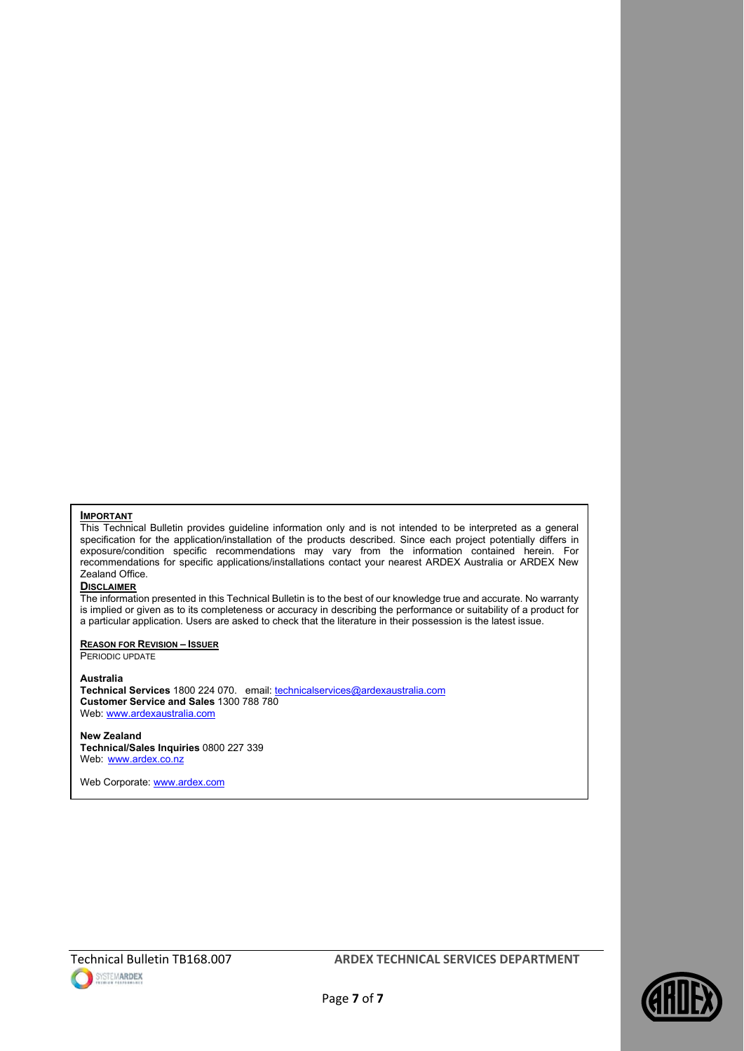**IMPORTANT**

This Technical Bulletin provides guideline information only and is not intended to be interpreted as a general specification for the application/installation of the products described. Since each project potentially differs in exposure/condition specific recommendations may vary from the information contained herein. For recommendations for specific applications/installations contact your nearest ARDEX Australia or ARDEX New Zealand Office.

**DISCLAIMER**

The information presented in this Technical Bulletin is to the best of our knowledge true and accurate. No warranty is implied or given as to its completeness or accuracy in describing the performance or suitability of a product for a particular application. Users are asked to check that the literature in their possession is the latest issue.

**REASON FOR REVISION – ISSUER**

PERIODIC UPDATE

**Australia**
**Technical Services** 1800 224 070. email: technicalservices@ardexaustralia.com
**Customer Service and Sales** 1300 788 780
Web: www.ardexaustralia.com

**New Zealand**
**Technical/Sales Inquiries** 0800 227 339
Web: www.ardex.co.nz

Web Corporate: www.ardex.com